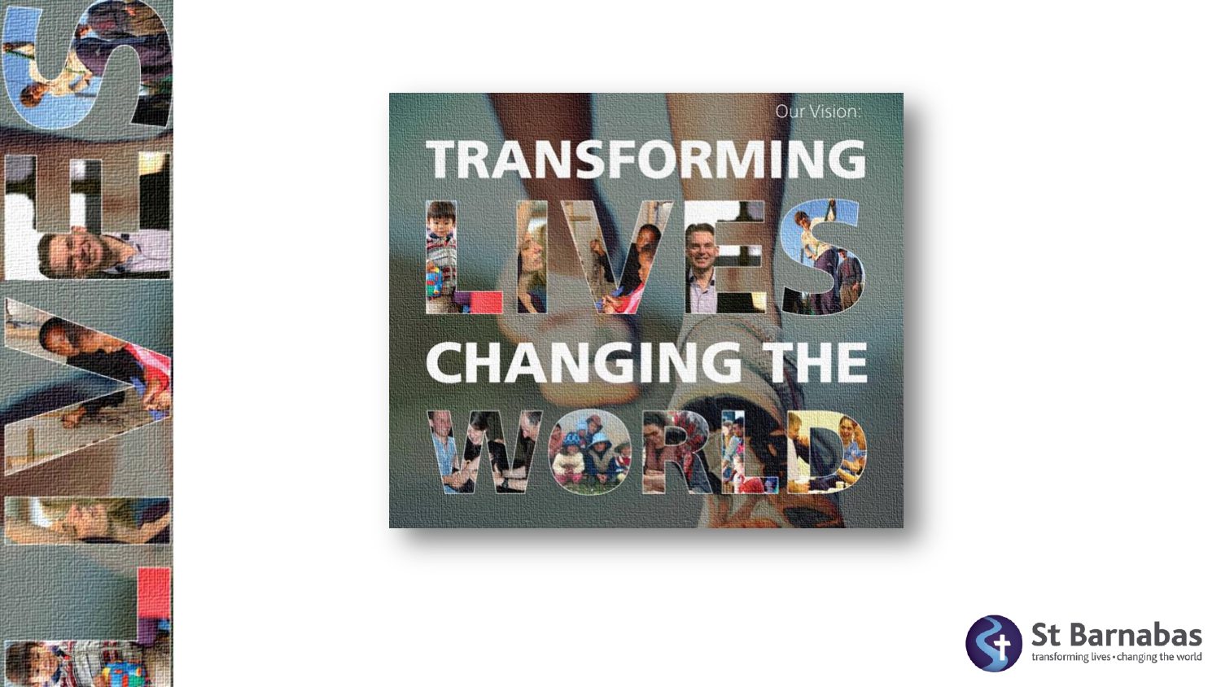Our Vision:

# TRANSFORMING LIVES CHANGING THE WORLD

St Barnabas

transforming lives • changing the world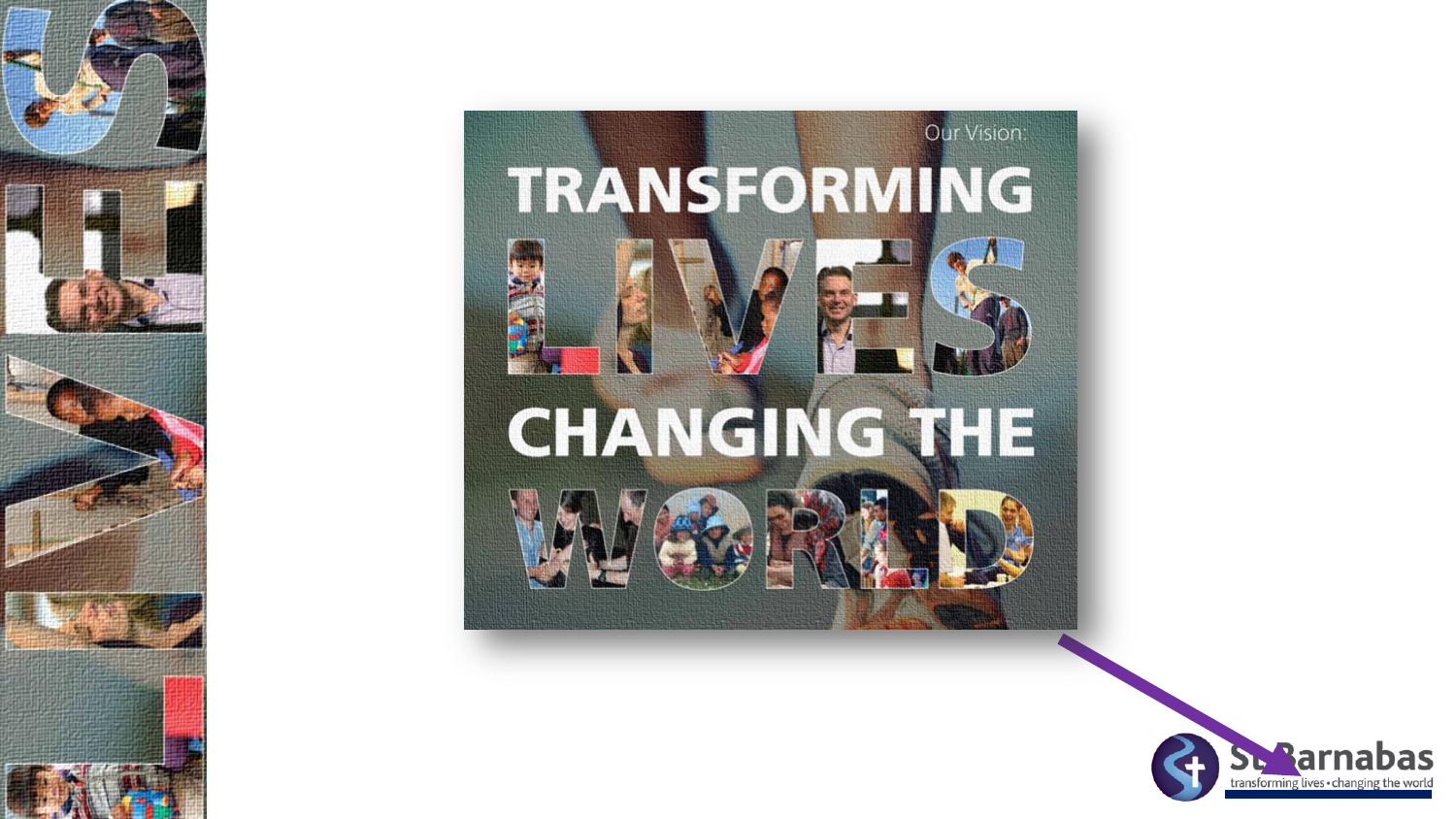Our Vision:

# TRANSFORMING LIVES CHANGING THE WORLD

St Barnabas

transforming lives • changing the world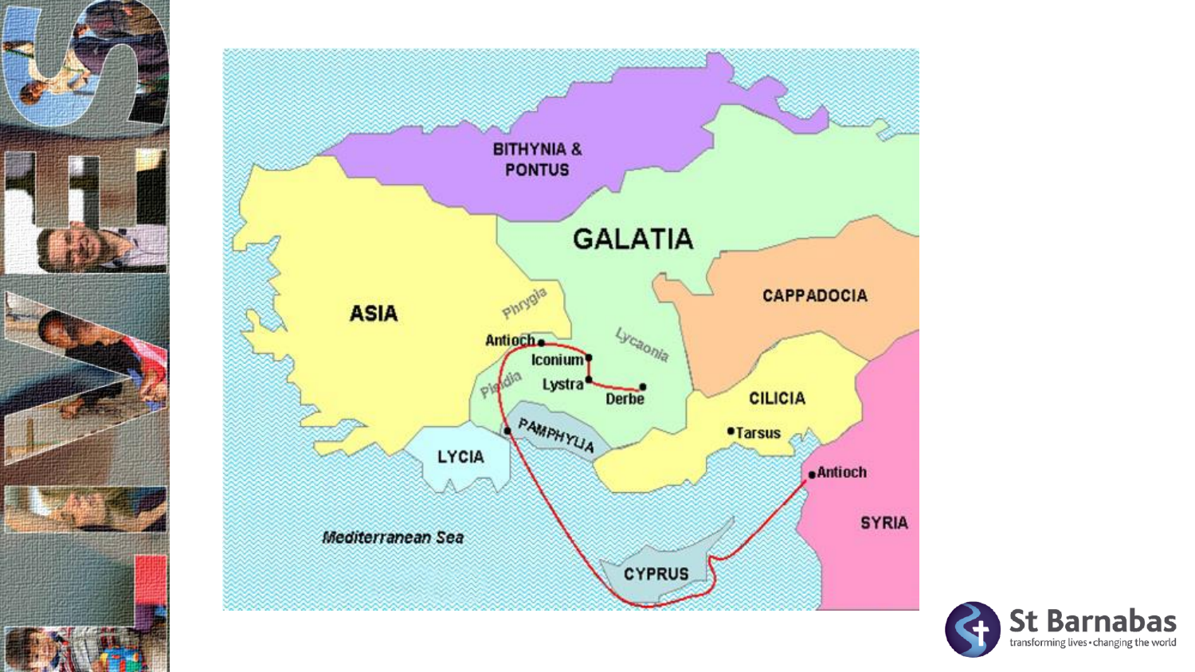BITHYNIA & PONTUS

GALATIA

ASIA

CAPPADOCIA

Phrygia

Lycaonia

Antioch

Iconium

Lystra

Derbe

Pisidia

PAMPHYLIA

CILICIA

Tarsus

LYCIA

Antioch

SYRIA

*Mediterranean Sea*

CYPRUS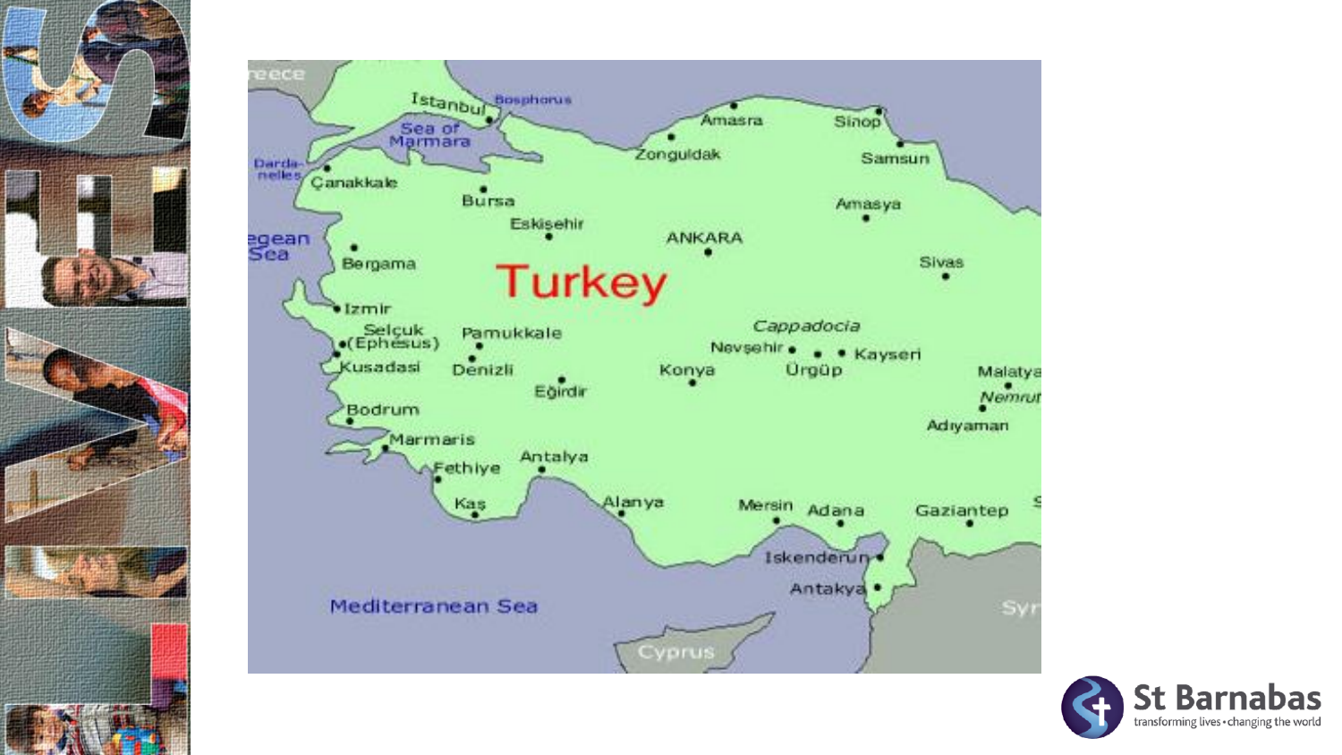Turkey

Greece, Istanbul, Bosphorus, Sea of Marmara, Dardanelles, Çanakkale, Bursa, Eskişehir, Aegean Sea, Bergama, Izmir, Selçuk (Ephesus), Kusadasi, Pamukkale, Denizli, Eğirdir, Bodrum, Marmaris, Fethiye, Kaş, Antalya, Alanya, Amasra, Zonguldak, Sinop, Samsun, Amasya, ANKARA, Sivas, Cappadocia, Nevşehir, Ürgüp, Kayseri, Konya, Malatya, Nemrut, Adıyaman, Mersin, Adana, Gaziantep, Iskenderun, Antakya, Mediterranean Sea, Cyprus, Syria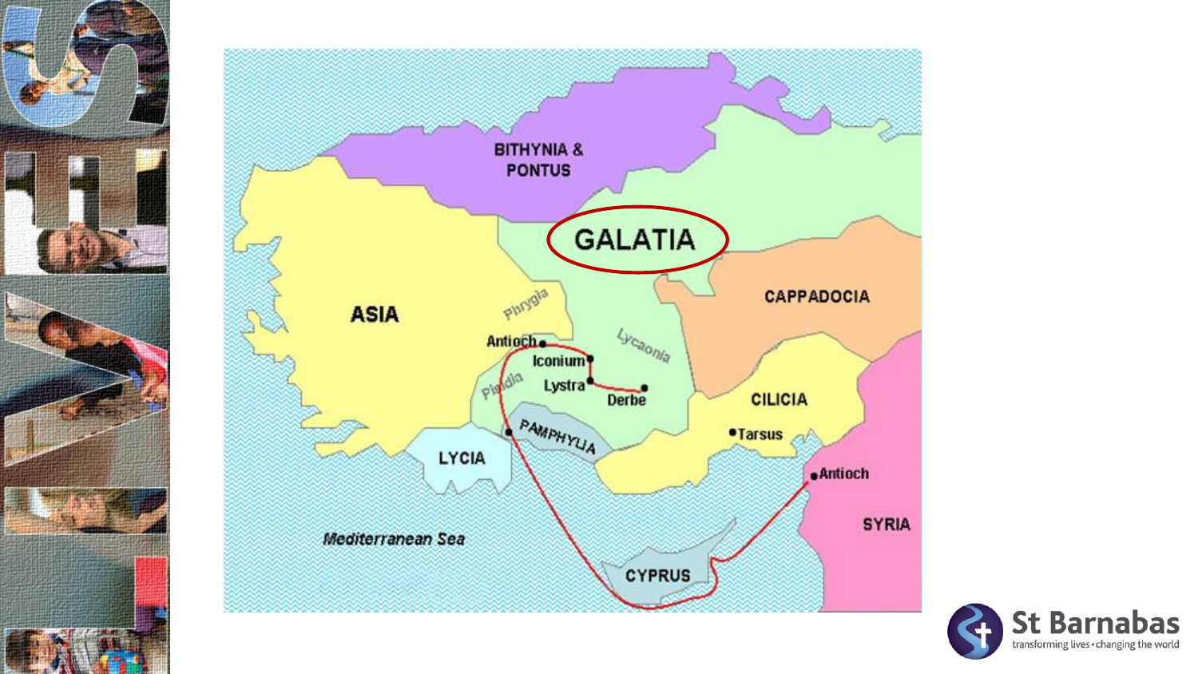GALATIA

BITHYNIA & PONTUS

ASIA

Phrygia

Lycaonia

CAPPADOCIA

Antioch

Iconium

Lystra

Derbe

Pisidia

PAMPHYLIA

CILICIA

Tarsus

Antioch

LYCIA

SYRIA

Mediterranean Sea

CYPRUS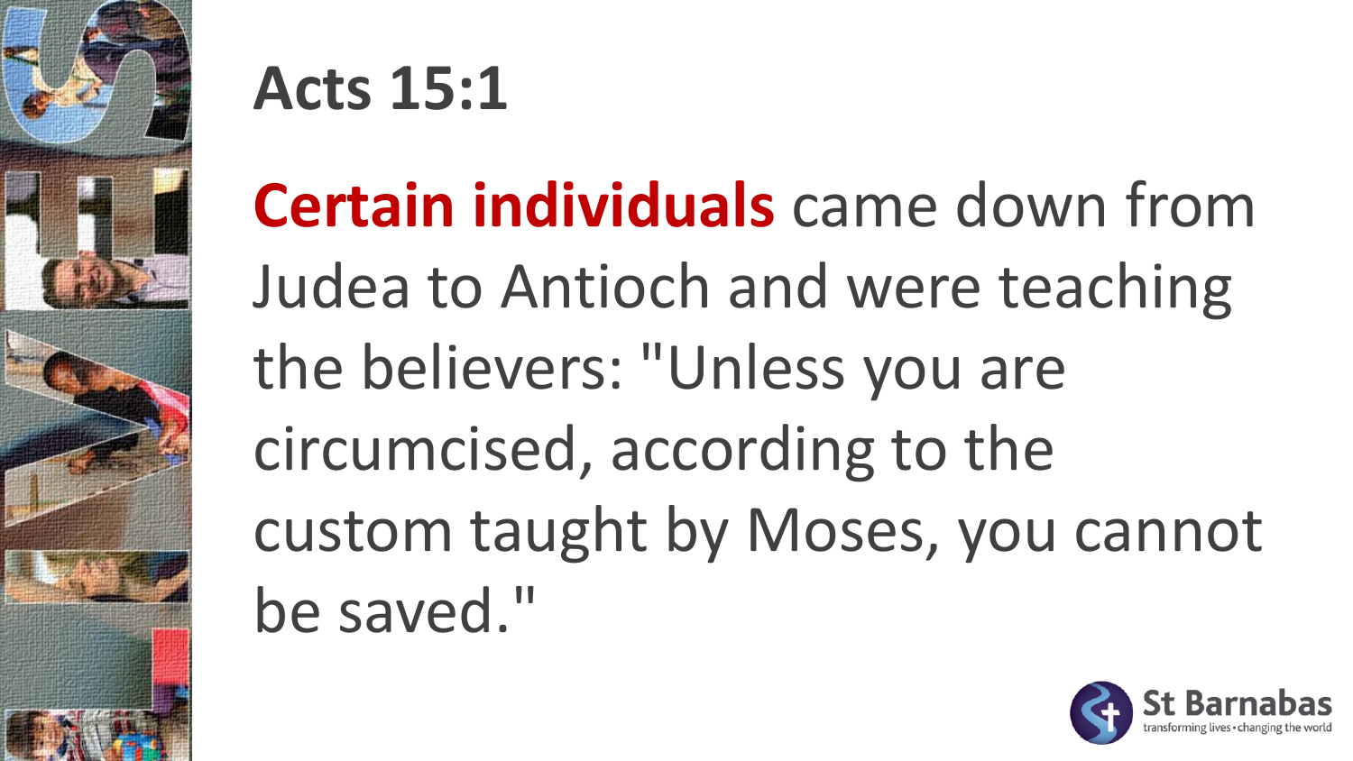# Acts 15:1

**Certain individuals** came down from Judea to Antioch and were teaching the believers: "Unless you are circumcised, according to the custom taught by Moses, you cannot be saved."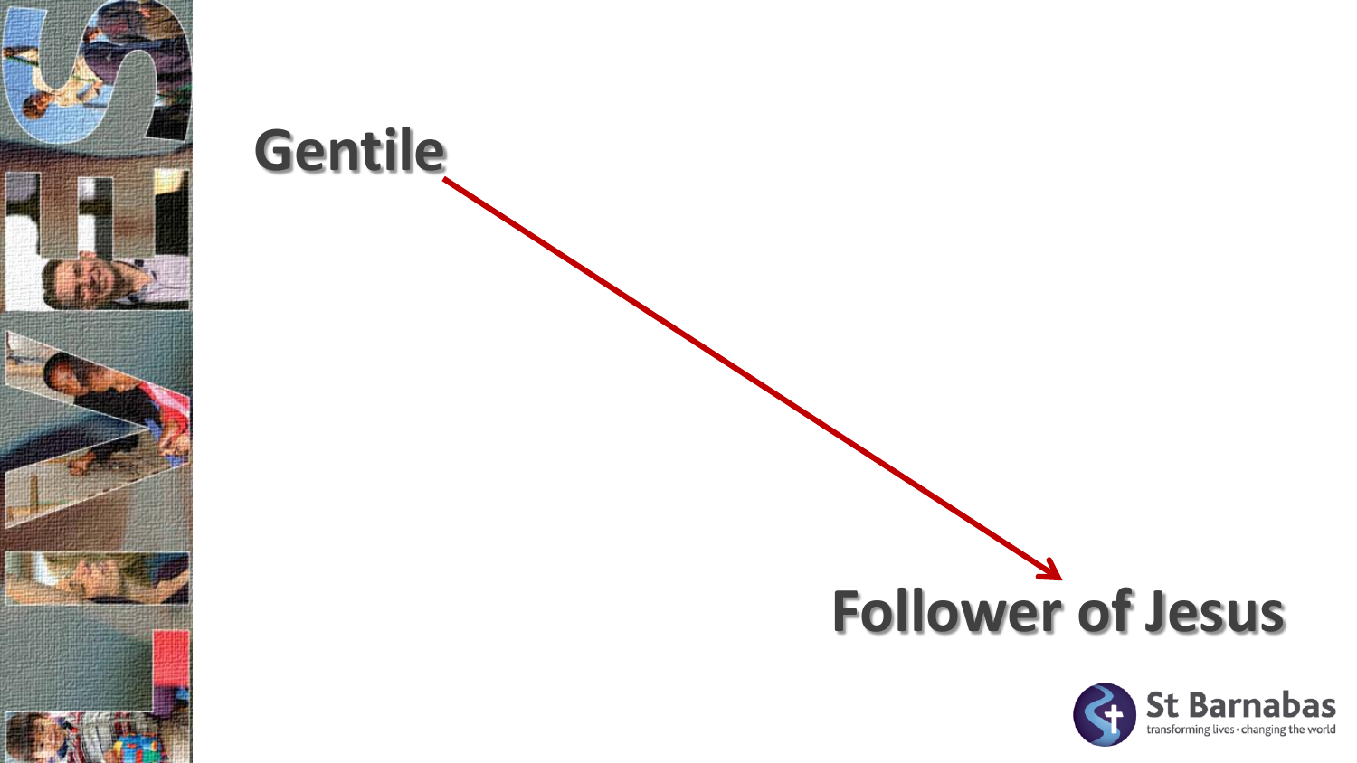Gentile

Follower of Jesus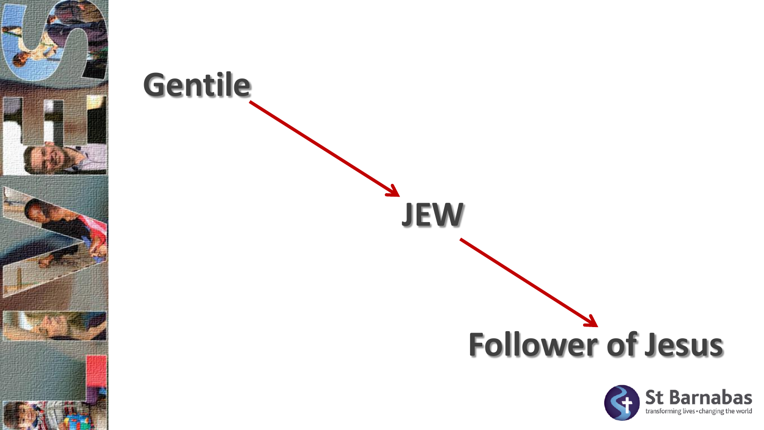Gentile

→

JEW

→

Follower of Jesus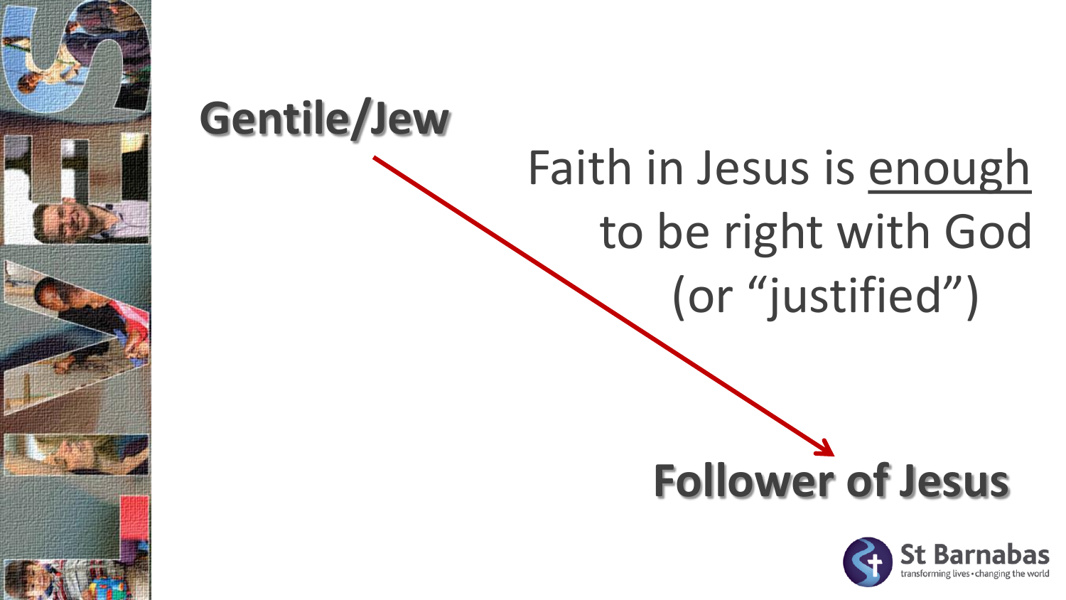**Gentile/Jew**

Faith in Jesus is <u>enough</u> to be right with God (or "justified")

**Follower of Jesus**

St Barnabas
transforming lives • changing the world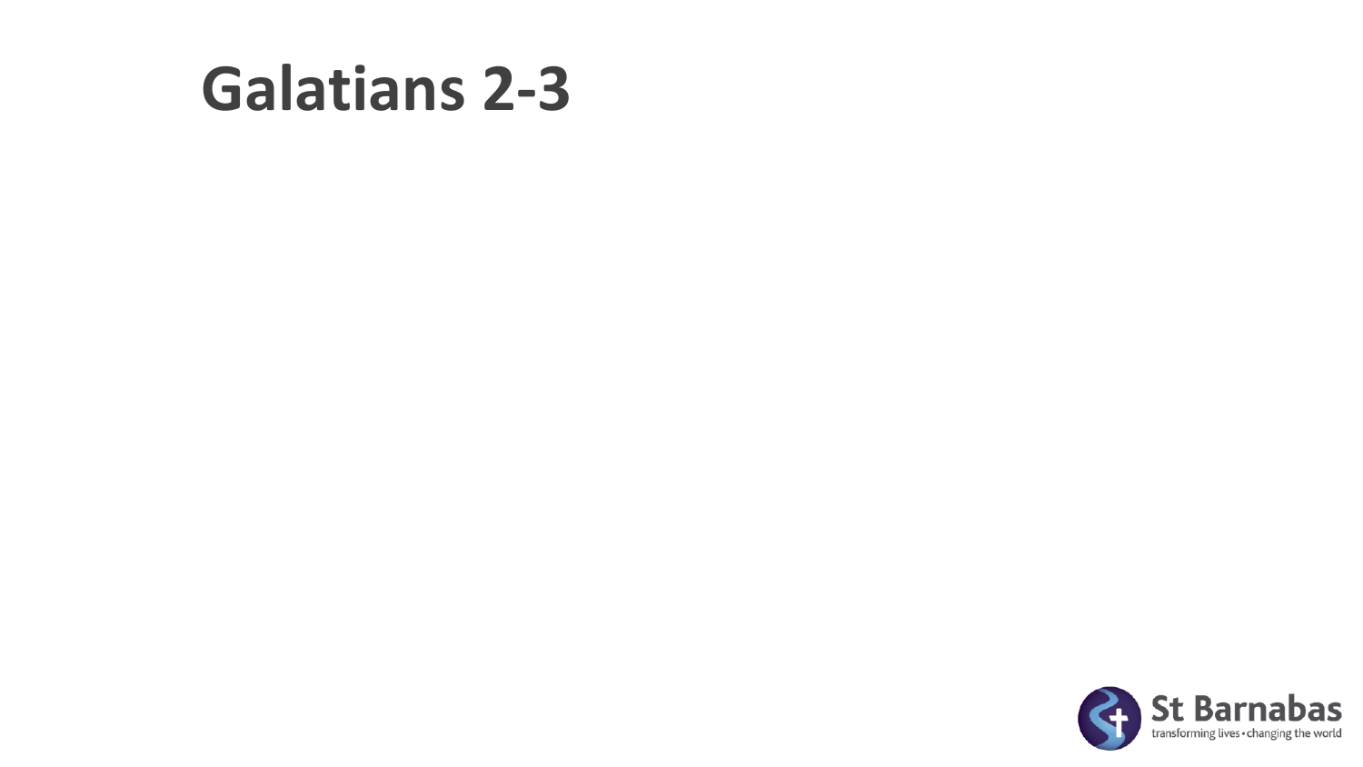# Galatians 2-3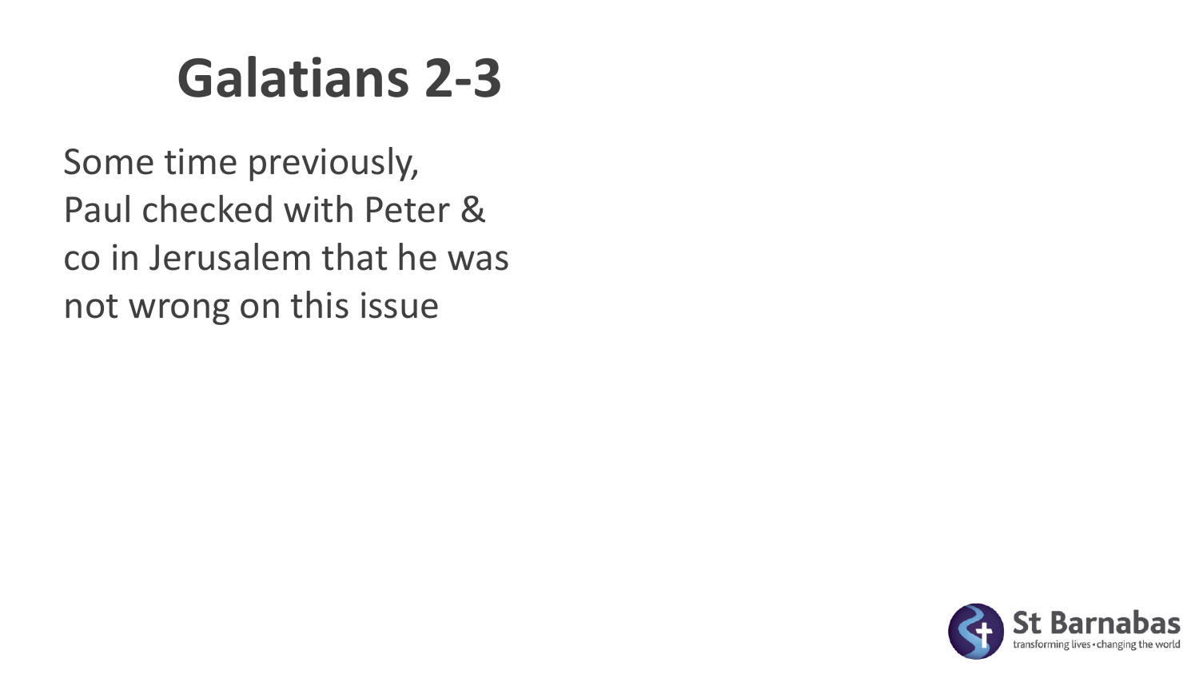# Galatians 2-3

Some time previously, Paul checked with Peter & co in Jerusalem that he was not wrong on this issue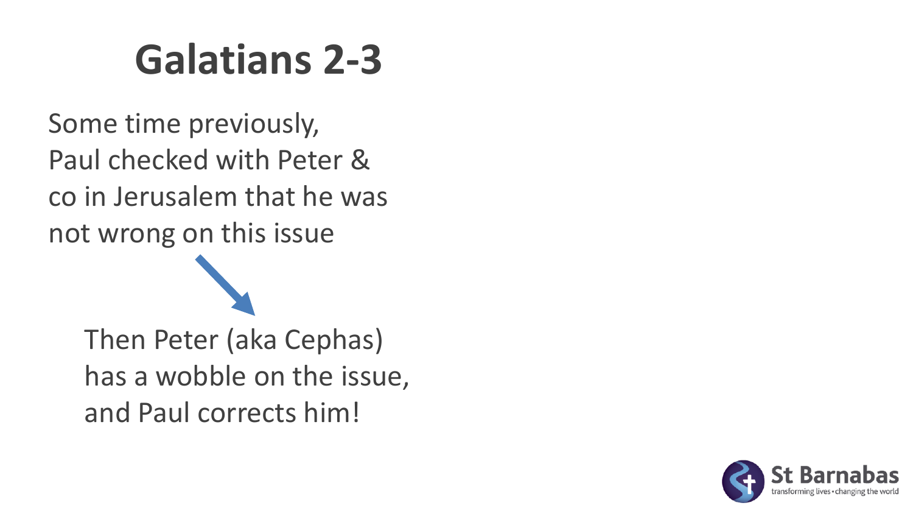# Galatians 2-3

Some time previously, Paul checked with Peter & co in Jerusalem that he was not wrong on this issue

Then Peter (aka Cephas) has a wobble on the issue, and Paul corrects him!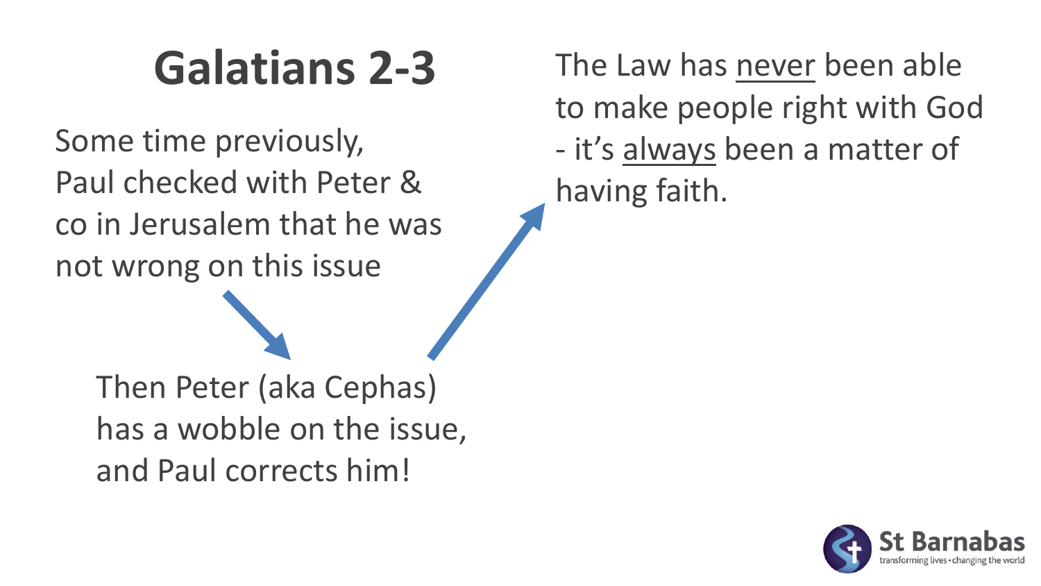# Galatians 2-3

Some time previously, Paul checked with Peter & co in Jerusalem that he was not wrong on this issue

Then Peter (aka Cephas) has a wobble on the issue, and Paul corrects him!

The Law has <u>never</u> been able to make people right with God - it's <u>always</u> been a matter of having faith.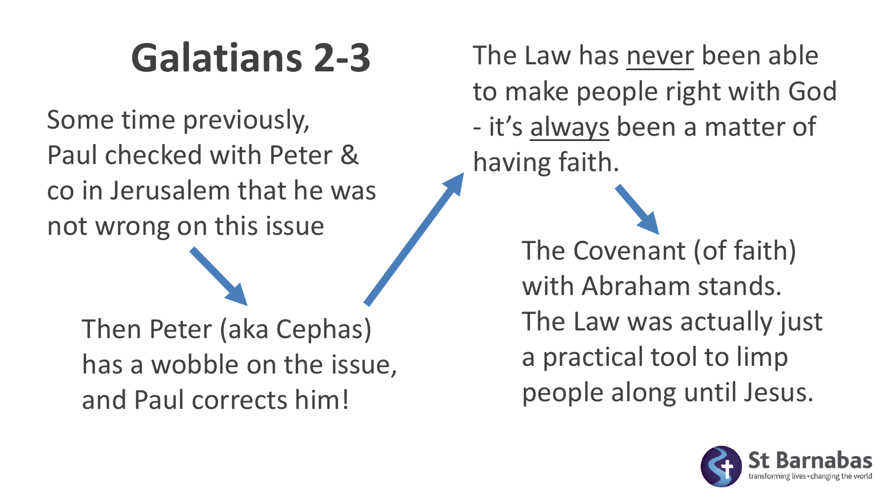# Galatians 2-3

Some time previously, Paul checked with Peter & co in Jerusalem that he was not wrong on this issue

Then Peter (aka Cephas) has a wobble on the issue, and Paul corrects him!

The Law has <u>never</u> been able to make people right with God - it's <u>always</u> been a matter of having faith.

The Covenant (of faith) with Abraham stands. The Law was actually just a practical tool to limp people along until Jesus.

St Barnabas
transforming lives • changing the world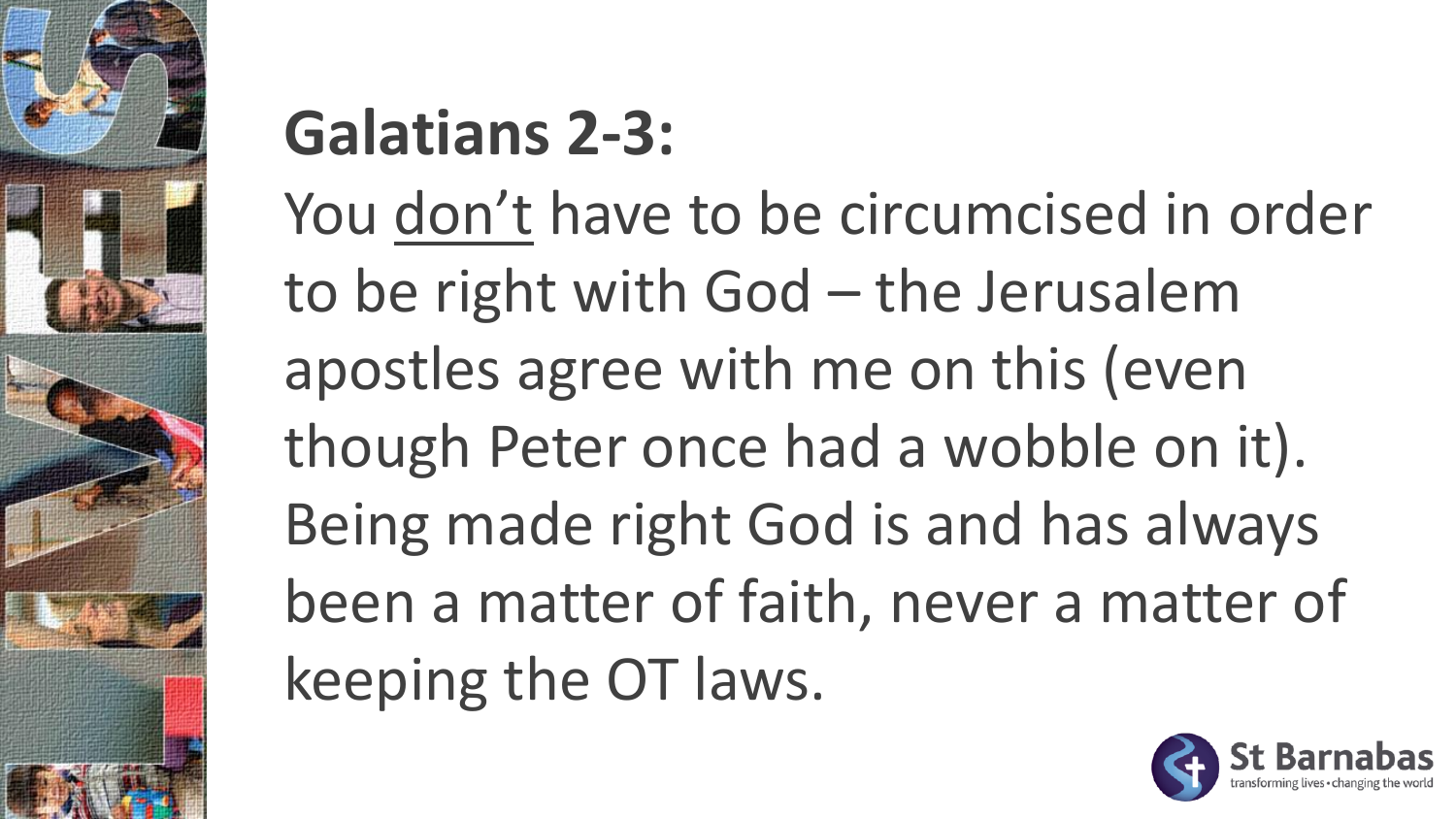**Galatians 2-3:**

You <u>don't</u> have to be circumcised in order to be right with God – the Jerusalem apostles agree with me on this (even though Peter once had a wobble on it). Being made right God is and has always been a matter of faith, never a matter of keeping the OT laws.

St Barnabas
transforming lives • changing the world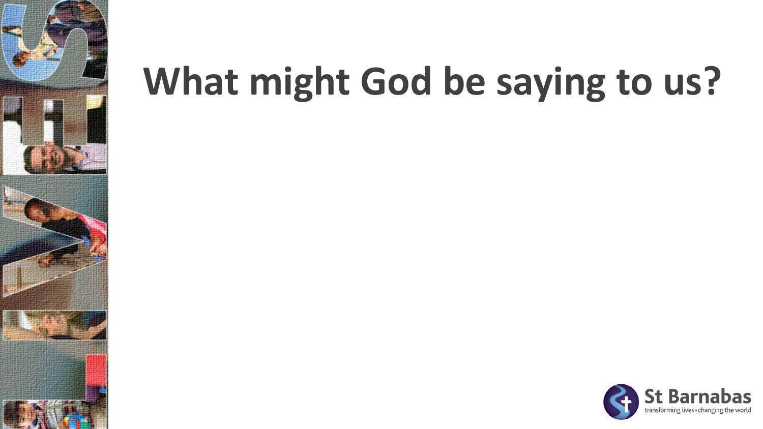# What might God be saying to us?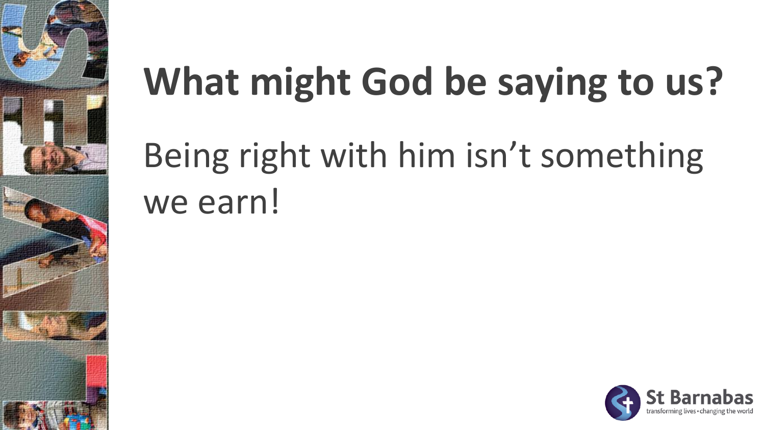# What might God be saying to us?

Being right with him isn't something we earn!